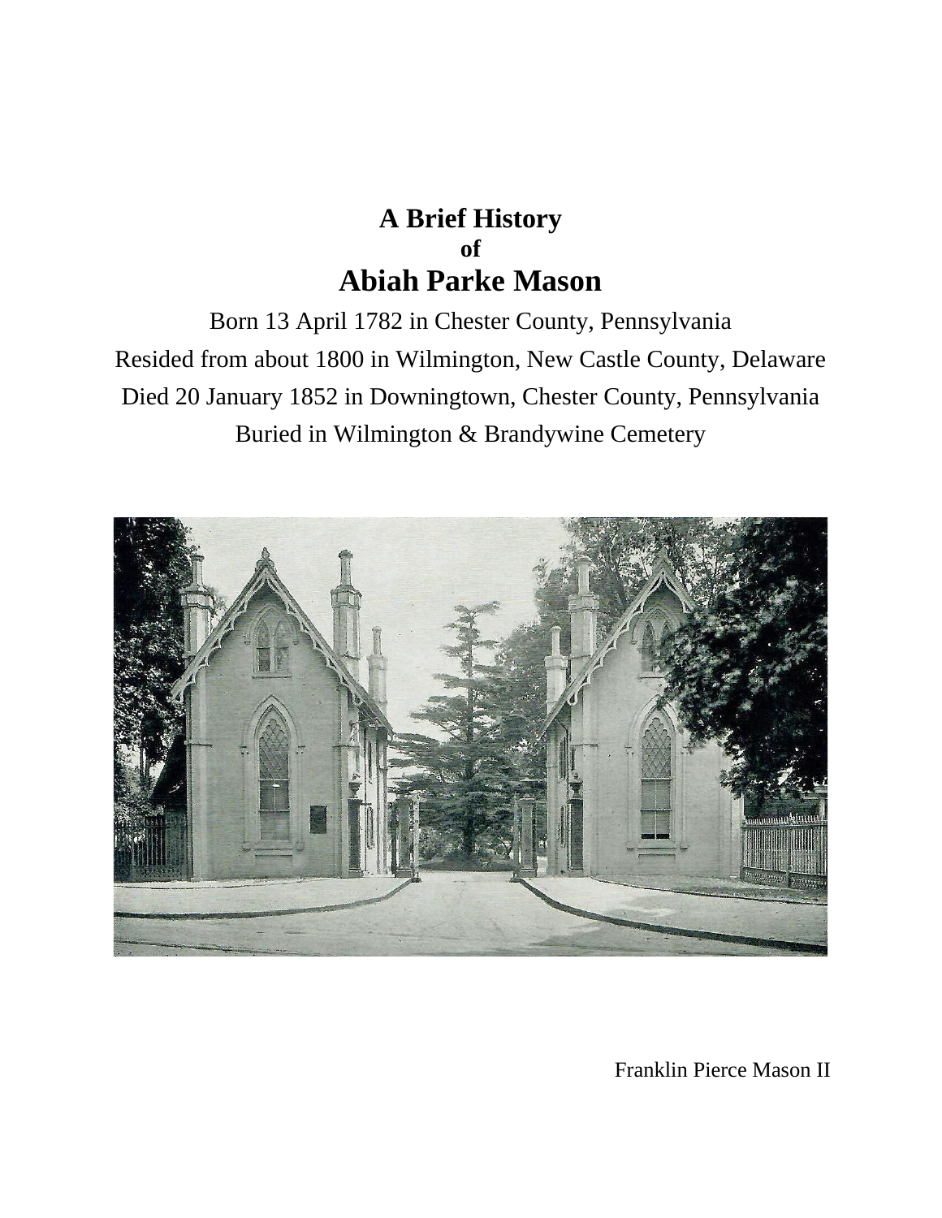# A Brief History
## of
# Abiah Parke Mason

Born 13 April 1782 in Chester County, Pennsylvania

Resided from about 1800 in Wilmington, New Castle County, Delaware

Died 20 January 1852 in Downingtown, Chester County, Pennsylvania

Buried in Wilmington & Brandywine Cemetery

Franklin Pierce Mason II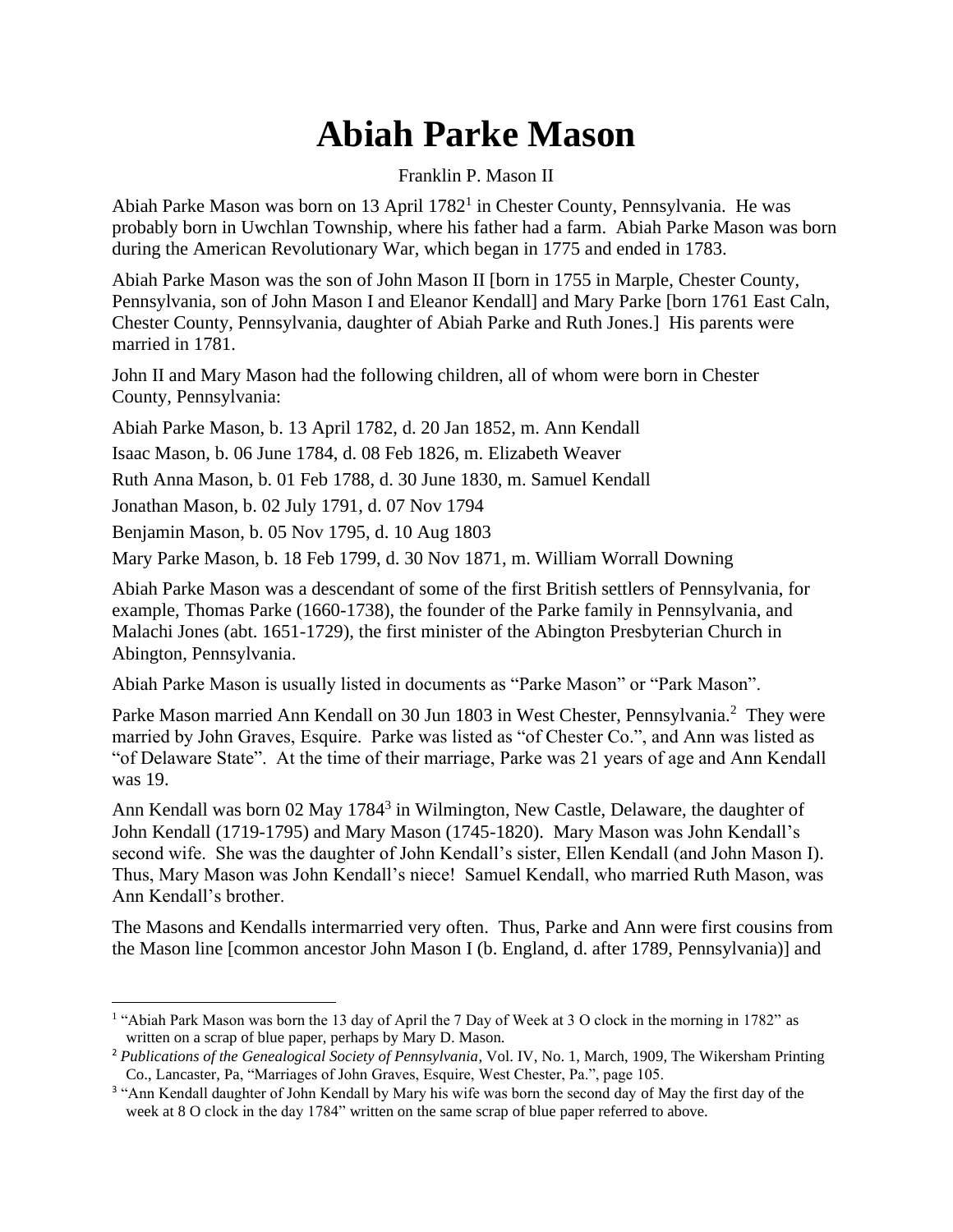# Abiah Parke Mason

Franklin P. Mason II

Abiah Parke Mason was born on 13 April 1782[1] in Chester County, Pennsylvania. He was probably born in Uwchlan Township, where his father had a farm. Abiah Parke Mason was born during the American Revolutionary War, which began in 1775 and ended in 1783.

Abiah Parke Mason was the son of John Mason II [born in 1755 in Marple, Chester County, Pennsylvania, son of John Mason I and Eleanor Kendall] and Mary Parke [born 1761 East Caln, Chester County, Pennsylvania, daughter of Abiah Parke and Ruth Jones.] His parents were married in 1781.

John II and Mary Mason had the following children, all of whom were born in Chester County, Pennsylvania:

Abiah Parke Mason, b. 13 April 1782, d. 20 Jan 1852, m. Ann Kendall

Isaac Mason, b. 06 June 1784, d. 08 Feb 1826, m. Elizabeth Weaver

Ruth Anna Mason, b. 01 Feb 1788, d. 30 June 1830, m. Samuel Kendall

Jonathan Mason, b. 02 July 1791, d. 07 Nov 1794

Benjamin Mason, b. 05 Nov 1795, d. 10 Aug 1803

Mary Parke Mason, b. 18 Feb 1799, d. 30 Nov 1871, m. William Worrall Downing

Abiah Parke Mason was a descendant of some of the first British settlers of Pennsylvania, for example, Thomas Parke (1660-1738), the founder of the Parke family in Pennsylvania, and Malachi Jones (abt. 1651-1729), the first minister of the Abington Presbyterian Church in Abington, Pennsylvania.

Abiah Parke Mason is usually listed in documents as "Parke Mason" or "Park Mason".

Parke Mason married Ann Kendall on 30 Jun 1803 in West Chester, Pennsylvania.[2] They were married by John Graves, Esquire. Parke was listed as "of Chester Co.", and Ann was listed as "of Delaware State". At the time of their marriage, Parke was 21 years of age and Ann Kendall was 19.

Ann Kendall was born 02 May 1784[3] in Wilmington, New Castle, Delaware, the daughter of John Kendall (1719-1795) and Mary Mason (1745-1820). Mary Mason was John Kendall's second wife. She was the daughter of John Kendall's sister, Ellen Kendall (and John Mason I). Thus, Mary Mason was John Kendall's niece! Samuel Kendall, who married Ruth Mason, was Ann Kendall's brother.

The Masons and Kendalls intermarried very often. Thus, Parke and Ann were first cousins from the Mason line [common ancestor John Mason I (b. England, d. after 1789, Pennsylvania)] and

---

[1] "Abiah Park Mason was born the 13 day of April the 7 Day of Week at 3 O clock in the morning in 1782" as written on a scrap of blue paper, perhaps by Mary D. Mason.

[2] *Publications of the Genealogical Society of Pennsylvania*, Vol. IV, No. 1, March, 1909, The Wikersham Printing Co., Lancaster, Pa, "Marriages of John Graves, Esquire, West Chester, Pa.", page 105.

[3] "Ann Kendall daughter of John Kendall by Mary his wife was born the second day of May the first day of the week at 8 O clock in the day 1784" written on the same scrap of blue paper referred to above.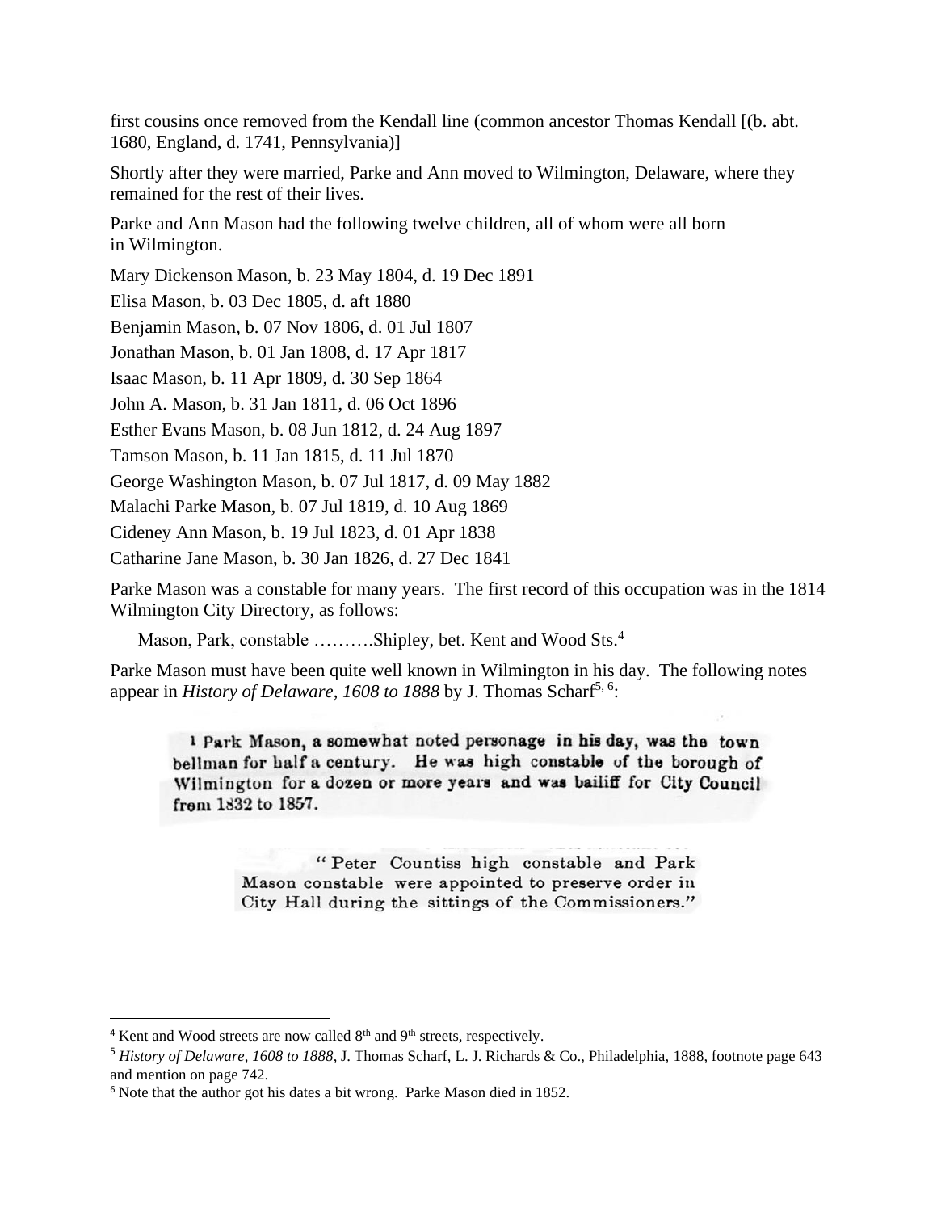first cousins once removed from the Kendall line (common ancestor Thomas Kendall [(b. abt. 1680, England, d. 1741, Pennsylvania)]

Shortly after they were married, Parke and Ann moved to Wilmington, Delaware, where they remained for the rest of their lives.

Parke and Ann Mason had the following twelve children, all of whom were all born in Wilmington.

Mary Dickenson Mason, b. 23 May 1804, d. 19 Dec 1891

Elisa Mason, b. 03 Dec 1805, d. aft 1880

Benjamin Mason, b. 07 Nov 1806, d. 01 Jul 1807

Jonathan Mason, b. 01 Jan 1808, d. 17 Apr 1817

Isaac Mason, b. 11 Apr 1809, d. 30 Sep 1864

John A. Mason, b. 31 Jan 1811, d. 06 Oct 1896

Esther Evans Mason, b. 08 Jun 1812, d. 24 Aug 1897

Tamson Mason, b. 11 Jan 1815, d. 11 Jul 1870

George Washington Mason, b. 07 Jul 1817, d. 09 May 1882

Malachi Parke Mason, b. 07 Jul 1819, d. 10 Aug 1869

Cideney Ann Mason, b. 19 Jul 1823, d. 01 Apr 1838

Catharine Jane Mason, b. 30 Jan 1826, d. 27 Dec 1841

Parke Mason was a constable for many years. The first record of this occupation was in the 1814 Wilmington City Directory, as follows:

> Mason, Park, constable ……….Shipley, bet. Kent and Wood Sts.[4]

Parke Mason must have been quite well known in Wilmington in his day. The following notes appear in *History of Delaware, 1608 to 1888* by J. Thomas Scharf[5, 6]:

> [1] **Park Mason, a somewhat noted personage in his day, was the town bellman for half a century. He was high constable of the borough of Wilmington for a dozen or more years and was bailiff for City Council from 1832 to 1857.**

> "Peter Countiss high constable and Park Mason constable were appointed to preserve order in City Hall during the sittings of the Commissioners."

---

[4] Kent and Wood streets are now called 8th and 9th streets, respectively.

[5] *History of Delaware, 1608 to 1888*, J. Thomas Scharf, L. J. Richards & Co., Philadelphia, 1888, footnote page 643 and mention on page 742.

[6] Note that the author got his dates a bit wrong. Parke Mason died in 1852.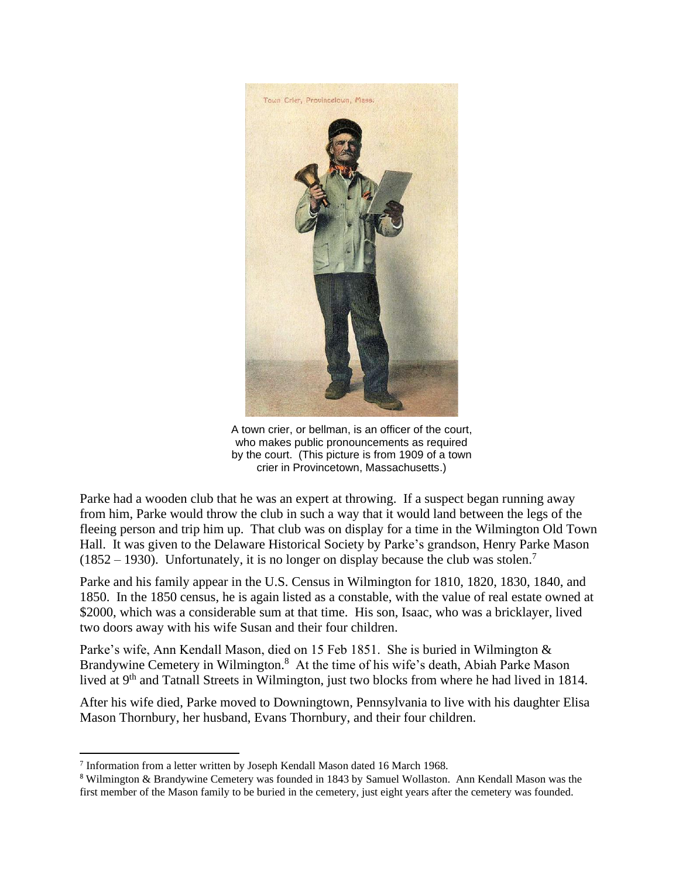A town crier, or bellman, is an officer of the court, who makes public pronouncements as required by the court. (This picture is from 1909 of a town crier in Provincetown, Massachusetts.)

Parke had a wooden club that he was an expert at throwing. If a suspect began running away from him, Parke would throw the club in such a way that it would land between the legs of the fleeing person and trip him up. That club was on display for a time in the Wilmington Old Town Hall. It was given to the Delaware Historical Society by Parke's grandson, Henry Parke Mason (1852 – 1930). Unfortunately, it is no longer on display because the club was stolen.[7]

Parke and his family appear in the U.S. Census in Wilmington for 1810, 1820, 1830, 1840, and 1850. In the 1850 census, he is again listed as a constable, with the value of real estate owned at $2000, which was a considerable sum at that time. His son, Isaac, who was a bricklayer, lived two doors away with his wife Susan and their four children.

Parke's wife, Ann Kendall Mason, died on 15 Feb 1851. She is buried in Wilmington & Brandywine Cemetery in Wilmington.[8] At the time of his wife's death, Abiah Parke Mason lived at 9th and Tatnall Streets in Wilmington, just two blocks from where he had lived in 1814.

After his wife died, Parke moved to Downingtown, Pennsylvania to live with his daughter Elisa Mason Thornbury, her husband, Evans Thornbury, and their four children.

---

[7] Information from a letter written by Joseph Kendall Mason dated 16 March 1968.

[8] Wilmington & Brandywine Cemetery was founded in 1843 by Samuel Wollaston. Ann Kendall Mason was the first member of the Mason family to be buried in the cemetery, just eight years after the cemetery was founded.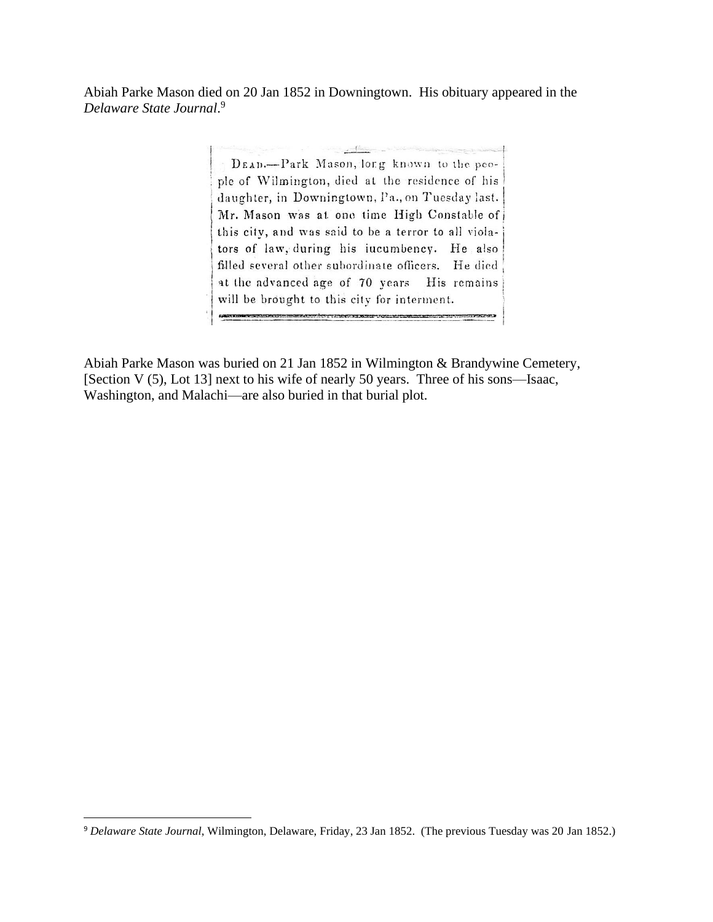Abiah Parke Mason died on 20 Jan 1852 in Downingtown. His obituary appeared in the *Delaware State Journal*.[9]

> DEAD.—Park Mason, long known to the people of Wilmington, died at the residence of his daughter, in Downingtown, Pa., on Tuesday last. Mr. Mason was at one time High Constable of this city, and was said to be a terror to all violators of law, during his incumbency. He also filled several other subordinate officers. He died at the advanced age of 70 years His remains will be brought to this city for interment.

Abiah Parke Mason was buried on 21 Jan 1852 in Wilmington & Brandywine Cemetery, [Section V (5), Lot 13] next to his wife of nearly 50 years. Three of his sons—Isaac, Washington, and Malachi—are also buried in that burial plot.

---

[9] *Delaware State Journal*, Wilmington, Delaware, Friday, 23 Jan 1852. (The previous Tuesday was 20 Jan 1852.)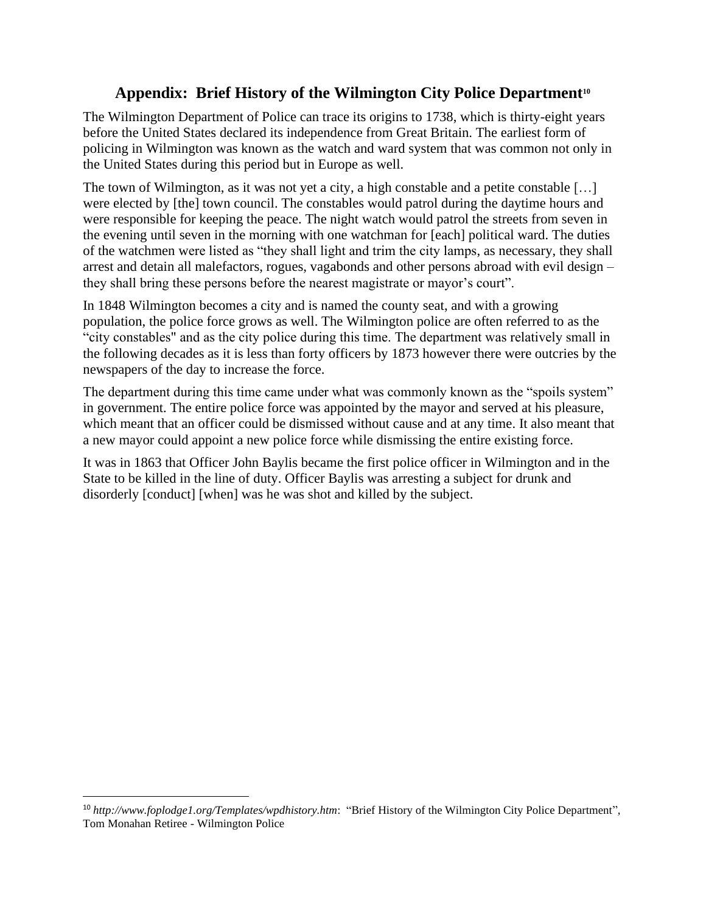# Appendix: Brief History of the Wilmington City Police Department[10]

The Wilmington Department of Police can trace its origins to 1738, which is thirty-eight years before the United States declared its independence from Great Britain. The earliest form of policing in Wilmington was known as the watch and ward system that was common not only in the United States during this period but in Europe as well.

The town of Wilmington, as it was not yet a city, a high constable and a petite constable […] were elected by [the] town council. The constables would patrol during the daytime hours and were responsible for keeping the peace. The night watch would patrol the streets from seven in the evening until seven in the morning with one watchman for [each] political ward. The duties of the watchmen were listed as "they shall light and trim the city lamps, as necessary, they shall arrest and detain all malefactors, rogues, vagabonds and other persons abroad with evil design – they shall bring these persons before the nearest magistrate or mayor's court".

In 1848 Wilmington becomes a city and is named the county seat, and with a growing population, the police force grows as well. The Wilmington police are often referred to as the "city constables" and as the city police during this time. The department was relatively small in the following decades as it is less than forty officers by 1873 however there were outcries by the newspapers of the day to increase the force.

The department during this time came under what was commonly known as the "spoils system" in government. The entire police force was appointed by the mayor and served at his pleasure, which meant that an officer could be dismissed without cause and at any time. It also meant that a new mayor could appoint a new police force while dismissing the entire existing force.

It was in 1863 that Officer John Baylis became the first police officer in Wilmington and in the State to be killed in the line of duty. Officer Baylis was arresting a subject for drunk and disorderly [conduct] [when] was he was shot and killed by the subject.

---

[10] *http://www.foplodge1.org/Templates/wpdhistory.htm*: "Brief History of the Wilmington City Police Department", Tom Monahan Retiree - Wilmington Police